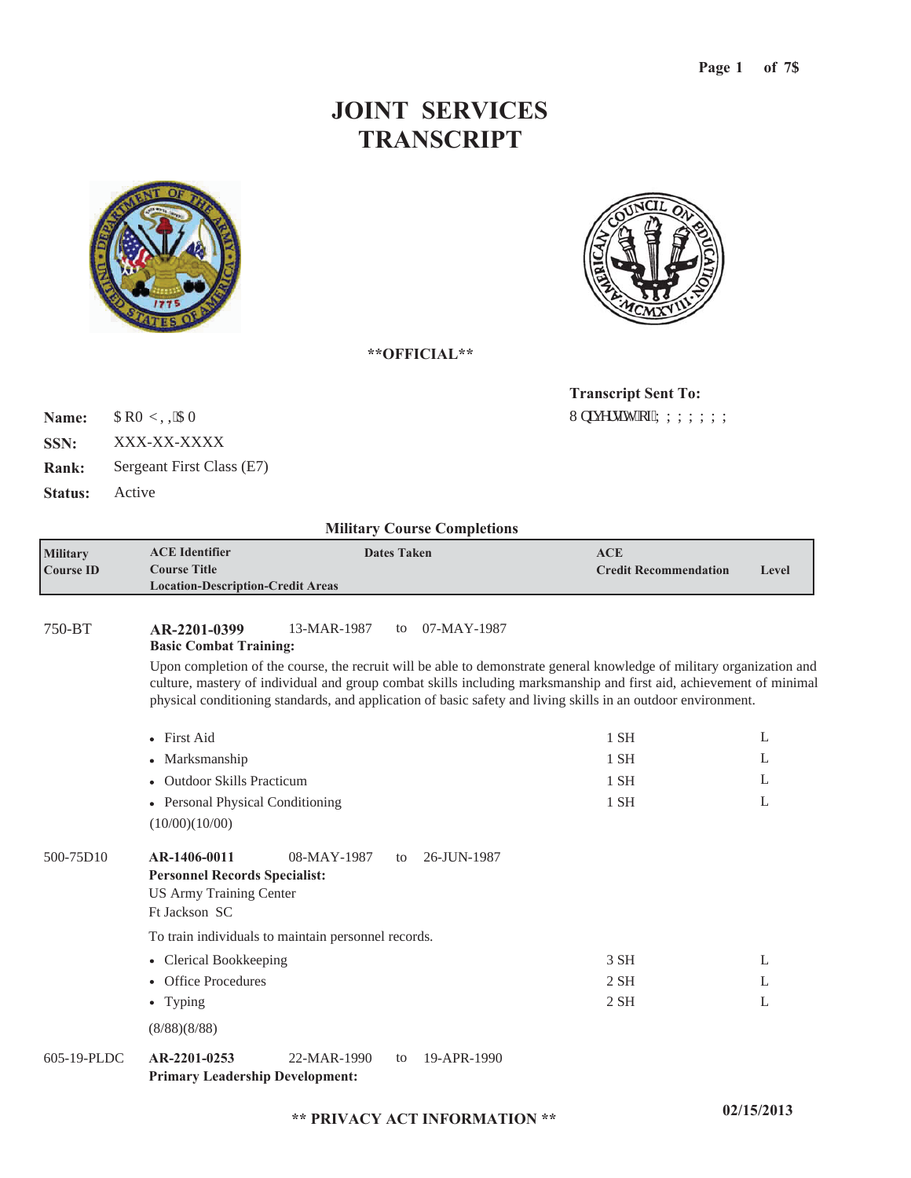# JOINT SERVICES TRANSCRIPT

**\*\*OFFICIAL\*\***

**Transcript Sent To:**
8 QLYHUVLW\ RI ; ; ; ; ; ; ;

**Name:** $ R0 < , , $ 0
**SSN:** XXX-XX-XXXX
**Rank:** Sergeant First Class (E7)
**Status:** Active

### Military Course Completions

| Military Course ID | ACE Identifier / Course Title / Location-Description-Credit Areas | Dates Taken | ACE Credit Recommendation | Level |
|---|---|---|---|---|

**750-BT** — **AR-2201-0399** — 13-MAR-1987 to 07-MAY-1987
**Basic Combat Training:**

Upon completion of the course, the recruit will be able to demonstrate general knowledge of military organization and culture, mastery of individual and group combat skills including marksmanship and first aid, achievement of minimal physical conditioning standards, and application of basic safety and living skills in an outdoor environment.

| Credit Area | ACE Credit Recommendation | Level |
|---|---|---|
| • First Aid | 1 SH | L |
| • Marksmanship | 1 SH | L |
| • Outdoor Skills Practicum | 1 SH | L |
| • Personal Physical Conditioning | 1 SH | L |

(10/00)(10/00)

**500-75D10** — **AR-1406-0011** — 08-MAY-1987 to 26-JUN-1987
**Personnel Records Specialist:**
US Army Training Center
Ft Jackson SC

To train individuals to maintain personnel records.

| Credit Area | ACE Credit Recommendation | Level |
|---|---|---|
| • Clerical Bookkeeping | 3 SH | L |
| • Office Procedures | 2 SH | L |
| • Typing | 2 SH | L |

(8/88)(8/88)

**605-19-PLDC** — **AR-2201-0253** — 22-MAR-1990 to 19-APR-1990
**Primary Leadership Development:**

** PRIVACY ACT INFORMATION **

02/15/2013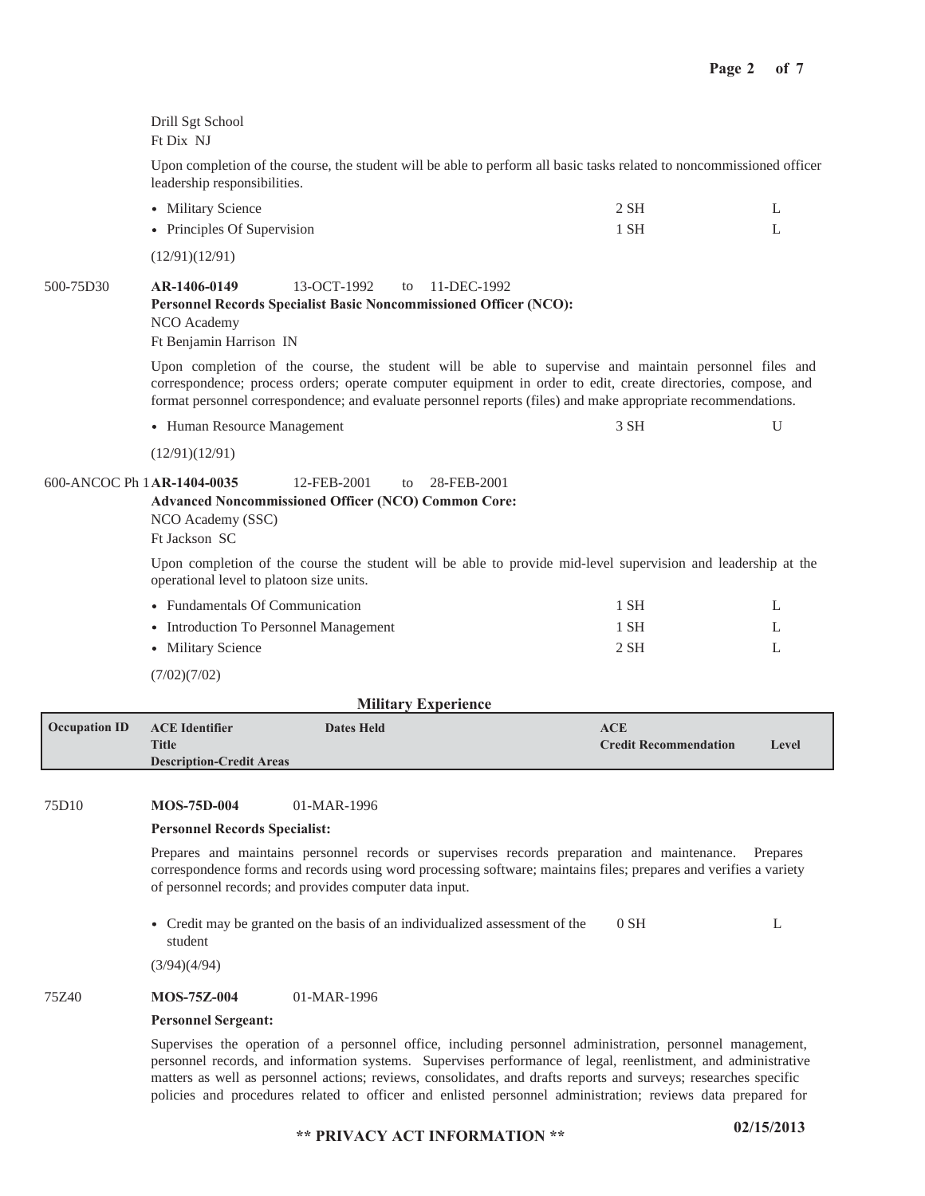Drill Sgt School
Ft Dix NJ

Upon completion of the course, the student will be able to perform all basic tasks related to noncommissioned officer leadership responsibilities.

| | | |
|---|---|---|
| • Military Science | 2 SH | L |
| • Principles Of Supervision | 1 SH | L |

(12/91)(12/91)

500-75D30 **AR-1406-0149** 13-OCT-1992 to 11-DEC-1992
**Personnel Records Specialist Basic Noncommissioned Officer (NCO):**
NCO Academy
Ft Benjamin Harrison IN

Upon completion of the course, the student will be able to supervise and maintain personnel files and correspondence; process orders; operate computer equipment in order to edit, create directories, compose, and format personnel correspondence; and evaluate personnel reports (files) and make appropriate recommendations.

| | | |
|---|---|---|
| • Human Resource Management | 3 SH | U |

(12/91)(12/91)

600-ANCOC Ph 1 **AR-1404-0035** 12-FEB-2001 to 28-FEB-2001
**Advanced Noncommissioned Officer (NCO) Common Core:**
NCO Academy (SSC)
Ft Jackson SC

Upon completion of the course the student will be able to provide mid-level supervision and leadership at the operational level to platoon size units.

| | | |
|---|---|---|
| • Fundamentals Of Communication | 1 SH | L |
| • Introduction To Personnel Management | 1 SH | L |
| • Military Science | 2 SH | L |

(7/02)(7/02)

## Military Experience

| Occupation ID | ACE Identifier / Title / Description-Credit Areas | Dates Held | ACE Credit Recommendation | Level |
|---|---|---|---|---|

75D10 **MOS-75D-004** 01-MAR-1996

**Personnel Records Specialist:**

Prepares and maintains personnel records or supervises records preparation and maintenance. Prepares correspondence forms and records using word processing software; maintains files; prepares and verifies a variety of personnel records; and provides computer data input.

| | | |
|---|---|---|
| • Credit may be granted on the basis of an individualized assessment of the student | 0 SH | L |

(3/94)(4/94)

75Z40 **MOS-75Z-004** 01-MAR-1996

**Personnel Sergeant:**

Supervises the operation of a personnel office, including personnel administration, personnel management, personnel records, and information systems. Supervises performance of legal, reenlistment, and administrative matters as well as personnel actions; reviews, consolidates, and drafts reports and surveys; researches specific policies and procedures related to officer and enlisted personnel administration; reviews data prepared for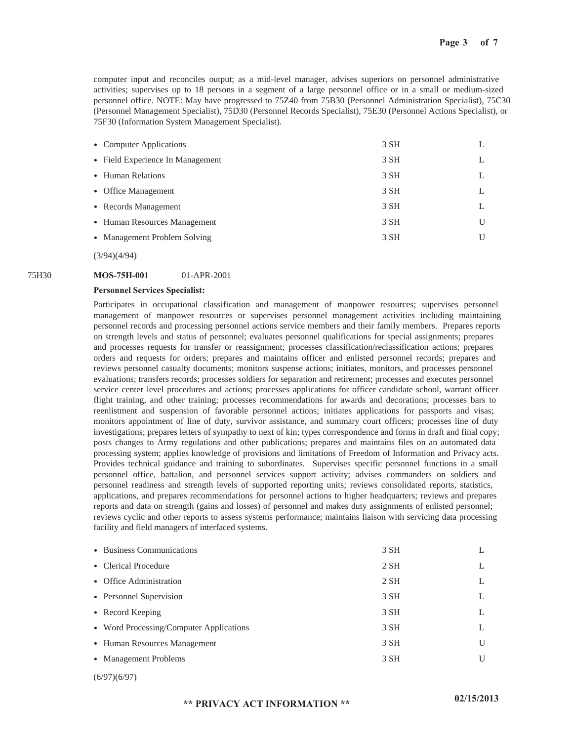computer input and reconciles output; as a mid-level manager, advises superiors on personnel administrative activities; supervises up to 18 persons in a segment of a large personnel office or in a small or medium-sized personnel office. NOTE: May have progressed to 75Z40 from 75B30 (Personnel Administration Specialist), 75C30 (Personnel Management Specialist), 75D30 (Personnel Records Specialist), 75E30 (Personnel Actions Specialist), or 75F30 (Information System Management Specialist).

| | | |
|---|---|---|
| • Computer Applications | 3 SH | L |
| • Field Experience In Management | 3 SH | L |
| • Human Relations | 3 SH | L |
| • Office Management | 3 SH | L |
| • Records Management | 3 SH | L |
| • Human Resources Management | 3 SH | U |
| • Management Problem Solving | 3 SH | U |

(3/94)(4/94)

75H30 **MOS-75H-001** 01-APR-2001

**Personnel Services Specialist:**

Participates in occupational classification and management of manpower resources; supervises personnel management of manpower resources or supervises personnel management activities including maintaining personnel records and processing personnel actions service members and their family members. Prepares reports on strength levels and status of personnel; evaluates personnel qualifications for special assignments; prepares and processes requests for transfer or reassignment; processes classification/reclassification actions; prepares orders and requests for orders; prepares and maintains officer and enlisted personnel records; prepares and reviews personnel casualty documents; monitors suspense actions; initiates, monitors, and processes personnel evaluations; transfers records; processes soldiers for separation and retirement; processes and executes personnel service center level procedures and actions; processes applications for officer candidate school, warrant officer flight training, and other training; processes recommendations for awards and decorations; processes bars to reenlistment and suspension of favorable personnel actions; initiates applications for passports and visas; monitors appointment of line of duty, survivor assistance, and summary court officers; processes line of duty investigations; prepares letters of sympathy to next of kin; types correspondence and forms in draft and final copy; posts changes to Army regulations and other publications; prepares and maintains files on an automated data processing system; applies knowledge of provisions and limitations of Freedom of Information and Privacy acts. Provides technical guidance and training to subordinates. Supervises specific personnel functions in a small personnel office, battalion, and personnel services support activity; advises commanders on soldiers and personnel readiness and strength levels of supported reporting units; reviews consolidated reports, statistics, applications, and prepares recommendations for personnel actions to higher headquarters; reviews and prepares reports and data on strength (gains and losses) of personnel and makes duty assignments of enlisted personnel; reviews cyclic and other reports to assess systems performance; maintains liaison with servicing data processing facility and field managers of interfaced systems.

| | | |
|---|---|---|
| • Business Communications | 3 SH | L |
| • Clerical Procedure | 2 SH | L |
| • Office Administration | 2 SH | L |
| • Personnel Supervision | 3 SH | L |
| • Record Keeping | 3 SH | L |
| • Word Processing/Computer Applications | 3 SH | L |
| • Human Resources Management | 3 SH | U |
| • Management Problems | 3 SH | U |

(6/97)(6/97)

** PRIVACY ACT INFORMATION **

02/15/2013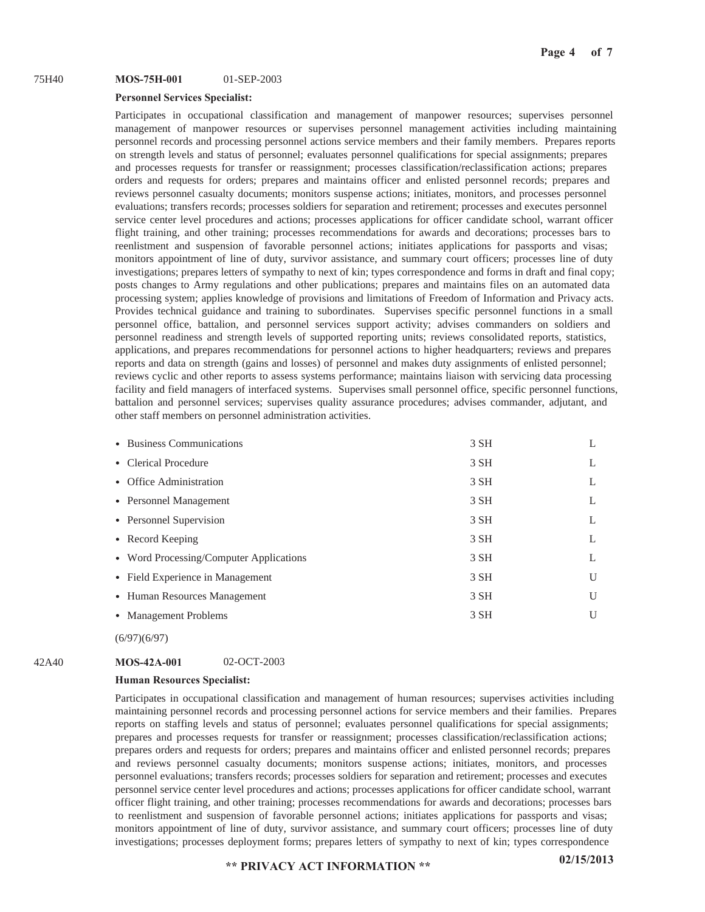75H40 **MOS-75H-001** 01-SEP-2003

**Personnel Services Specialist:**

Participates in occupational classification and management of manpower resources; supervises personnel management of manpower resources or supervises personnel management activities including maintaining personnel records and processing personnel actions service members and their family members. Prepares reports on strength levels and status of personnel; evaluates personnel qualifications for special assignments; prepares and processes requests for transfer or reassignment; processes classification/reclassification actions; prepares orders and requests for orders; prepares and maintains officer and enlisted personnel records; prepares and reviews personnel casualty documents; monitors suspense actions; initiates, monitors, and processes personnel evaluations; transfers records; processes soldiers for separation and retirement; processes and executes personnel service center level procedures and actions; processes applications for officer candidate school, warrant officer flight training, and other training; processes recommendations for awards and decorations; processes bars to reenlistment and suspension of favorable personnel actions; initiates applications for passports and visas; monitors appointment of line of duty, survivor assistance, and summary court officers; processes line of duty investigations; prepares letters of sympathy to next of kin; types correspondence and forms in draft and final copy; posts changes to Army regulations and other publications; prepares and maintains files on an automated data processing system; applies knowledge of provisions and limitations of Freedom of Information and Privacy acts. Provides technical guidance and training to subordinates. Supervises specific personnel functions in a small personnel office, battalion, and personnel services support activity; advises commanders on soldiers and personnel readiness and strength levels of supported reporting units; reviews consolidated reports, statistics, applications, and prepares recommendations for personnel actions to higher headquarters; reviews and prepares reports and data on strength (gains and losses) of personnel and makes duty assignments of enlisted personnel; reviews cyclic and other reports to assess systems performance; maintains liaison with servicing data processing facility and field managers of interfaced systems. Supervises small personnel office, specific personnel functions, battalion and personnel services; supervises quality assurance procedures; advises commander, adjutant, and other staff members on personnel administration activities.

| | | |
|---|---|---|
| • Business Communications | 3 SH | L |
| • Clerical Procedure | 3 SH | L |
| • Office Administration | 3 SH | L |
| • Personnel Management | 3 SH | L |
| • Personnel Supervision | 3 SH | L |
| • Record Keeping | 3 SH | L |
| • Word Processing/Computer Applications | 3 SH | L |
| • Field Experience in Management | 3 SH | U |
| • Human Resources Management | 3 SH | U |
| • Management Problems | 3 SH | U |

(6/97)(6/97)

42A40 **MOS-42A-001** 02-OCT-2003

**Human Resources Specialist:**

Participates in occupational classification and management of human resources; supervises activities including maintaining personnel records and processing personnel actions for service members and their families. Prepares reports on staffing levels and status of personnel; evaluates personnel qualifications for special assignments; prepares and processes requests for transfer or reassignment; processes classification/reclassification actions; prepares orders and requests for orders; prepares and maintains officer and enlisted personnel records; prepares and reviews personnel casualty documents; monitors suspense actions; initiates, monitors, and processes personnel evaluations; transfers records; processes soldiers for separation and retirement; processes and executes personnel service center level procedures and actions; processes applications for officer candidate school, warrant officer flight training, and other training; processes recommendations for awards and decorations; processes bars to reenlistment and suspension of favorable personnel actions; initiates applications for passports and visas; monitors appointment of line of duty, survivor assistance, and summary court officers; processes line of duty investigations; processes deployment forms; prepares letters of sympathy to next of kin; types correspondence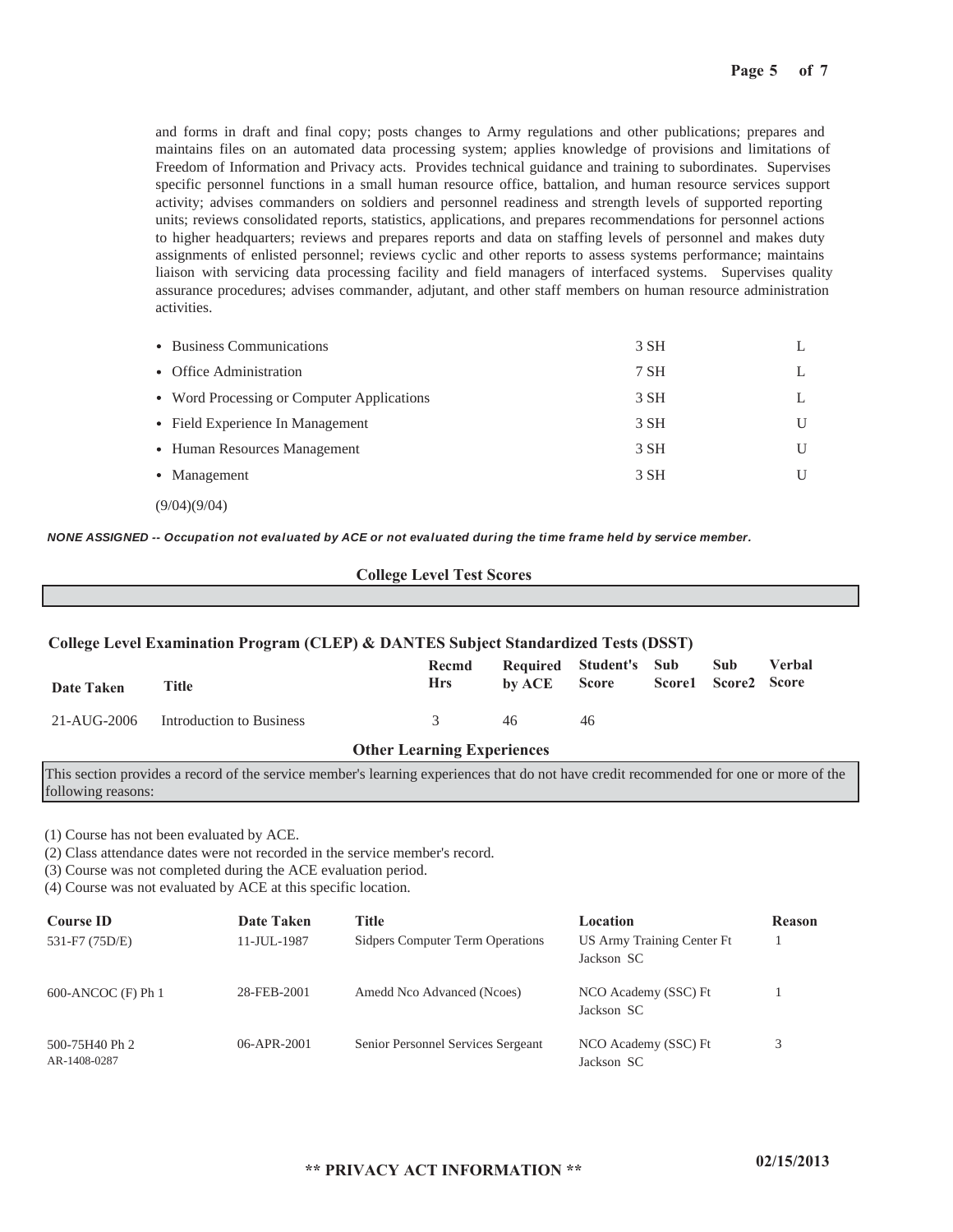and forms in draft and final copy; posts changes to Army regulations and other publications; prepares and maintains files on an automated data processing system; applies knowledge of provisions and limitations of Freedom of Information and Privacy acts. Provides technical guidance and training to subordinates. Supervises specific personnel functions in a small human resource office, battalion, and human resource services support activity; advises commanders on soldiers and personnel readiness and strength levels of supported reporting units; reviews consolidated reports, statistics, applications, and prepares recommendations for personnel actions to higher headquarters; reviews and prepares reports and data on staffing levels of personnel and makes duty assignments of enlisted personnel; reviews cyclic and other reports to assess systems performance; maintains liaison with servicing data processing facility and field managers of interfaced systems. Supervises quality assurance procedures; advises commander, adjutant, and other staff members on human resource administration activities.

| | | |
|---|---|---|
| • Business Communications | 3 SH | L |
| • Office Administration | 7 SH | L |
| • Word Processing or Computer Applications | 3 SH | L |
| • Field Experience In Management | 3 SH | U |
| • Human Resources Management | 3 SH | U |
| • Management | 3 SH | U |

(9/04)(9/04)

***NONE ASSIGNED -- Occupation not evaluated by ACE or not evaluated during the time frame held by service member.***

## College Level Test Scores

### College Level Examination Program (CLEP) & DANTES Subject Standardized Tests (DSST)

| Date Taken | Title | Recmd Hrs | Required by ACE | Student's Score | Sub Score1 | Sub Score2 | Verbal Score |
|---|---|---|---|---|---|---|---|
| 21-AUG-2006 | Introduction to Business | 3 | 46 | 46 | | | |

## Other Learning Experiences

This section provides a record of the service member's learning experiences that do not have credit recommended for one or more of the following reasons:

(1) Course has not been evaluated by ACE.
(2) Class attendance dates were not recorded in the service member's record.
(3) Course was not completed during the ACE evaluation period.
(4) Course was not evaluated by ACE at this specific location.

| Course ID | Date Taken | Title | Location | Reason |
|---|---|---|---|---|
| 531-F7 (75D/E) | 11-JUL-1987 | Sidpers Computer Term Operations | US Army Training Center Ft Jackson SC | 1 |
| 600-ANCOC (F) Ph 1 | 28-FEB-2001 | Amedd Nco Advanced (Ncoes) | NCO Academy (SSC) Ft Jackson SC | 1 |
| 500-75H40 Ph 2 AR-1408-0287 | 06-APR-2001 | Senior Personnel Services Sergeant | NCO Academy (SSC) Ft Jackson SC | 3 |

**\*\* PRIVACY ACT INFORMATION \*\***

02/15/2013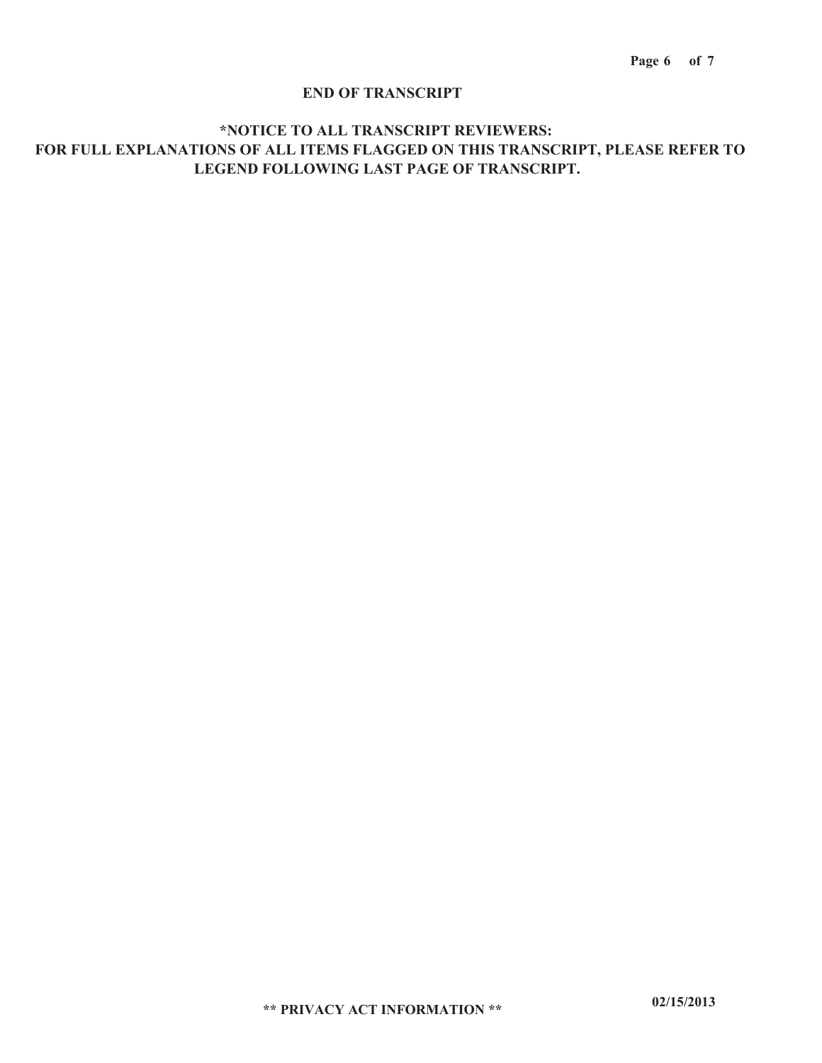**END OF TRANSCRIPT**

**\*NOTICE TO ALL TRANSCRIPT REVIEWERS:**
**FOR FULL EXPLANATIONS OF ALL ITEMS FLAGGED ON THIS TRANSCRIPT, PLEASE REFER TO LEGEND FOLLOWING LAST PAGE OF TRANSCRIPT.**

**\*\* PRIVACY ACT INFORMATION \*\***

**02/15/2013**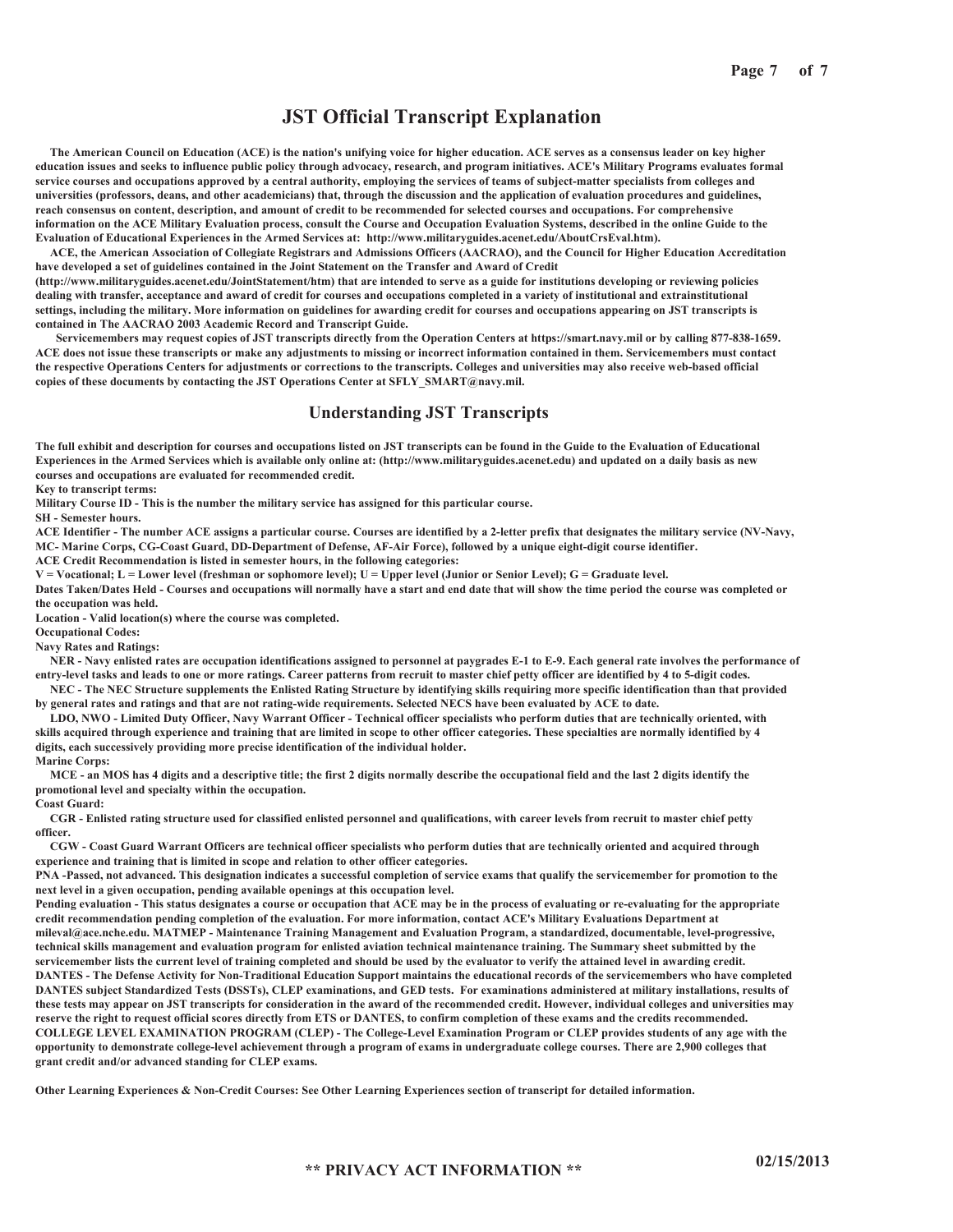# JST Official Transcript Explanation

**The American Council on Education (ACE) is the nation's unifying voice for higher education. ACE serves as a consensus leader on key higher education issues and seeks to influence public policy through advocacy, research, and program initiatives. ACE's Military Programs evaluates formal service courses and occupations approved by a central authority, employing the services of teams of subject-matter specialists from colleges and universities (professors, deans, and other academicians) that, through the discussion and the application of evaluation procedures and guidelines, reach consensus on content, description, and amount of credit to be recommended for selected courses and occupations. For comprehensive information on the ACE Military Evaluation process, consult the Course and Occupation Evaluation Systems, described in the online Guide to the Evaluation of Educational Experiences in the Armed Services at: http://www.militaryguides.acenet.edu/AboutCrsEval.htm).**

**ACE, the American Association of Collegiate Registrars and Admissions Officers (AACRAO), and the Council for Higher Education Accreditation have developed a set of guidelines contained in the Joint Statement on the Transfer and Award of Credit (http://www.militaryguides.acenet.edu/JointStatement/htm) that are intended to serve as a guide for institutions developing or reviewing policies dealing with transfer, acceptance and award of credit for courses and occupations completed in a variety of institutional and extrainstitutional settings, including the military. More information on guidelines for awarding credit for courses and occupations appearing on JST transcripts is contained in The AACRAO 2003 Academic Record and Transcript Guide.**

**Servicemembers may request copies of JST transcripts directly from the Operation Centers at https://smart.navy.mil or by calling 877-838-1659. ACE does not issue these transcripts or make any adjustments to missing or incorrect information contained in them. Servicemembers must contact the respective Operations Centers for adjustments or corrections to the transcripts. Colleges and universities may also receive web-based official copies of these documents by contacting the JST Operations Center at SFLY_SMART@navy.mil.**

## Understanding JST Transcripts

**The full exhibit and description for courses and occupations listed on JST transcripts can be found in the Guide to the Evaluation of Educational Experiences in the Armed Services which is available only online at: (http://www.militaryguides.acenet.edu) and updated on a daily basis as new courses and occupations are evaluated for recommended credit.**

**Key to transcript terms:**

**Military Course ID - This is the number the military service has assigned for this particular course.**

**SH - Semester hours.**

**ACE Identifier - The number ACE assigns a particular course. Courses are identified by a 2-letter prefix that designates the military service (NV-Navy, MC- Marine Corps, CG-Coast Guard, DD-Department of Defense, AF-Air Force), followed by a unique eight-digit course identifier.**

**ACE Credit Recommendation is listed in semester hours, in the following categories:**

**V = Vocational; L = Lower level (freshman or sophomore level); U = Upper level (Junior or Senior Level); G = Graduate level.**

**Dates Taken/Dates Held - Courses and occupations will normally have a start and end date that will show the time period the course was completed or the occupation was held.**

**Location - Valid location(s) where the course was completed.**

**Occupational Codes:**

**Navy Rates and Ratings:**

**NER - Navy enlisted rates are occupation identifications assigned to personnel at paygrades E-1 to E-9. Each general rate involves the performance of entry-level tasks and leads to one or more ratings. Career patterns from recruit to master chief petty officer are identified by 4 to 5-digit codes.**

**NEC - The NEC Structure supplements the Enlisted Rating Structure by identifying skills requiring more specific identification than that provided by general rates and ratings and that are not rating-wide requirements. Selected NECS have been evaluated by ACE to date.**

**LDO, NWO - Limited Duty Officer, Navy Warrant Officer - Technical officer specialists who perform duties that are technically oriented, with skills acquired through experience and training that are limited in scope to other officer categories. These specialties are normally identified by 4 digits, each successively providing more precise identification of the individual holder.**

**Marine Corps:**

**MCE - an MOS has 4 digits and a descriptive title; the first 2 digits normally describe the occupational field and the last 2 digits identify the promotional level and specialty within the occupation.**

**Coast Guard:**

**CGR - Enlisted rating structure used for classified enlisted personnel and qualifications, with career levels from recruit to master chief petty officer.**

**CGW - Coast Guard Warrant Officers are technical officer specialists who perform duties that are technically oriented and acquired through experience and training that is limited in scope and relation to other officer categories.**

**PNA -Passed, not advanced. This designation indicates a successful completion of service exams that qualify the servicemember for promotion to the next level in a given occupation, pending available openings at this occupation level.**

**Pending evaluation - This status designates a course or occupation that ACE may be in the process of evaluating or re-evaluating for the appropriate credit recommendation pending completion of the evaluation. For more information, contact ACE's Military Evaluations Department at mileval@ace.nche.edu. MATMEP - Maintenance Training Management and Evaluation Program, a standardized, documentable, level-progressive, technical skills management and evaluation program for enlisted aviation technical maintenance training. The Summary sheet submitted by the servicemember lists the current level of training completed and should be used by the evaluator to verify the attained level in awarding credit.**

**DANTES - The Defense Activity for Non-Traditional Education Support maintains the educational records of the servicemembers who have completed DANTES subject Standardized Tests (DSSTs), CLEP examinations, and GED tests. For examinations administered at military installations, results of these tests may appear on JST transcripts for consideration in the award of the recommended credit. However, individual colleges and universities may reserve the right to request official scores directly from ETS or DANTES, to confirm completion of these exams and the credits recommended.**

**COLLEGE LEVEL EXAMINATION PROGRAM (CLEP) - The College-Level Examination Program or CLEP provides students of any age with the opportunity to demonstrate college-level achievement through a program of exams in undergraduate college courses. There are 2,900 colleges that grant credit and/or advanced standing for CLEP exams.**

**Other Learning Experiences & Non-Credit Courses: See Other Learning Experiences section of transcript for detailed information.**

**\*\* PRIVACY ACT INFORMATION \*\***

**02/15/2013**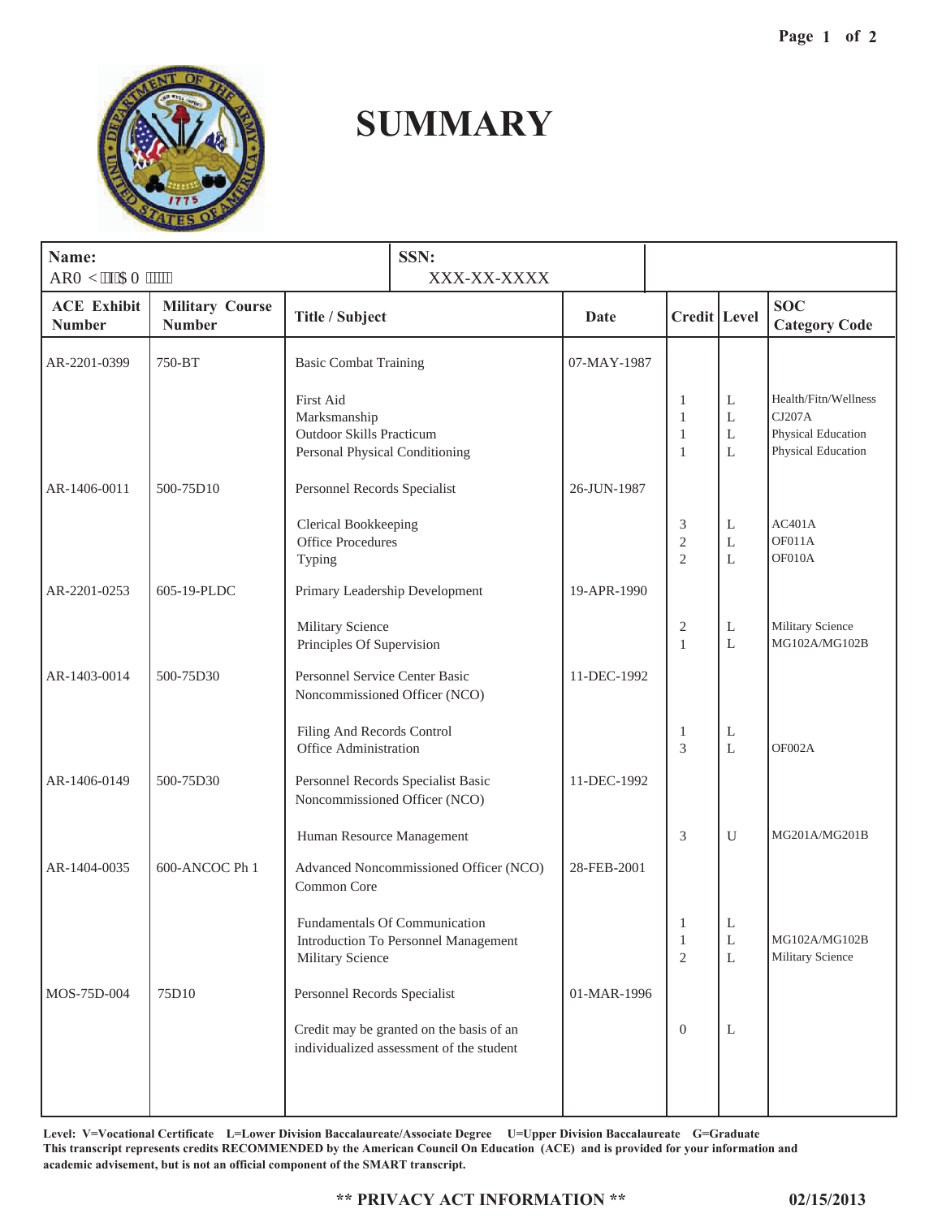# SUMMARY

| Name: AR0 <\u0000\u0000$ 0 \u0000\u0000\u0000 | SSN: XXX-XX-XXXX | | | | | |
|---|---|---|---|---|---|---|
| **ACE Exhibit Number** | **Military Course Number** | **Title / Subject** | **Date** | **Credit** | **Level** | **SOC Category Code** |
| AR-2201-0399 | 750-BT | Basic Combat Training | 07-MAY-1987 | | | |
| | | First Aid | | 1 | L | Health/Fitn/Wellness |
| | | Marksmanship | | 1 | L | CJ207A |
| | | Outdoor Skills Practicum | | 1 | L | Physical Education |
| | | Personal Physical Conditioning | | 1 | L | Physical Education |
| AR-1406-0011 | 500-75D10 | Personnel Records Specialist | 26-JUN-1987 | | | |
| | | Clerical Bookkeeping | | 3 | L | AC401A |
| | | Office Procedures | | 2 | L | OF011A |
| | | Typing | | 2 | L | OF010A |
| AR-2201-0253 | 605-19-PLDC | Primary Leadership Development | 19-APR-1990 | | | |
| | | Military Science | | 2 | L | Military Science |
| | | Principles Of Supervision | | 1 | L | MG102A/MG102B |
| AR-1403-0014 | 500-75D30 | Personnel Service Center Basic Noncommissioned Officer (NCO) | 11-DEC-1992 | | | |
| | | Filing And Records Control | | 1 | L | |
| | | Office Administration | | 3 | L | OF002A |
| AR-1406-0149 | 500-75D30 | Personnel Records Specialist Basic Noncommissioned Officer (NCO) | 11-DEC-1992 | | | |
| | | Human Resource Management | | 3 | U | MG201A/MG201B |
| AR-1404-0035 | 600-ANCOC Ph 1 | Advanced Noncommissioned Officer (NCO) Common Core | 28-FEB-2001 | | | |
| | | Fundamentals Of Communication | | 1 | L | |
| | | Introduction To Personnel Management | | 1 | L | MG102A/MG102B |
| | | Military Science | | 2 | L | Military Science |
| MOS-75D-004 | 75D10 | Personnel Records Specialist | 01-MAR-1996 | | | |
| | | Credit may be granted on the basis of an individualized assessment of the student | | 0 | L | |

**Level: V=Vocational Certificate L=Lower Division Baccalaureate/Associate Degree U=Upper Division Baccalaureate G=Graduate**
**This transcript represents credits RECOMMENDED by the American Council On Education (ACE) and is provided for your information and academic advisement, but is not an official component of the SMART transcript.**

**\*\* PRIVACY ACT INFORMATION \*\***

**02/15/2013**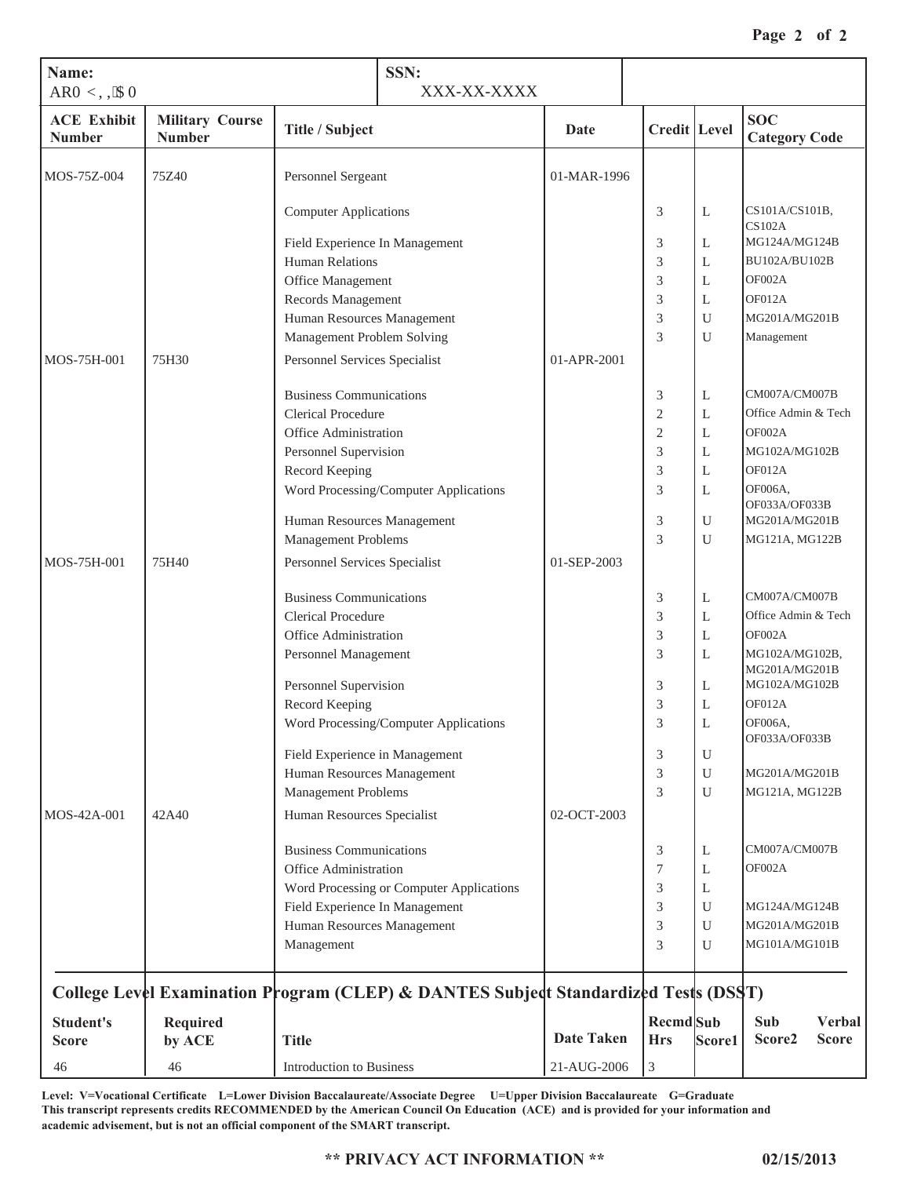| Name: | | SSN: | | | |
|---|---|---|---|---|---|
| AR0 <, ,$0 | | XXX-XX-XXXX | | | |

| ACE Exhibit Number | Military Course Number | Title / Subject | Date | Credit | Level | SOC Category Code |
|---|---|---|---|---|---|---|
| MOS-75Z-004 | 75Z40 | Personnel Sergeant | 01-MAR-1996 | | | |
| | | Computer Applications | | 3 | L | CS101A/CS101B, CS102A |
| | | Field Experience In Management | | 3 | L | MG124A/MG124B |
| | | Human Relations | | 3 | L | BU102A/BU102B |
| | | Office Management | | 3 | L | OF002A |
| | | Records Management | | 3 | L | OF012A |
| | | Human Resources Management | | 3 | U | MG201A/MG201B |
| | | Management Problem Solving | | 3 | U | Management |
| MOS-75H-001 | 75H30 | Personnel Services Specialist | 01-APR-2001 | | | |
| | | Business Communications | | 3 | L | CM007A/CM007B |
| | | Clerical Procedure | | 2 | L | Office Admin & Tech |
| | | Office Administration | | 2 | L | OF002A |
| | | Personnel Supervision | | 3 | L | MG102A/MG102B |
| | | Record Keeping | | 3 | L | OF012A |
| | | Word Processing/Computer Applications | | 3 | L | OF006A, OF033A/OF033B |
| | | Human Resources Management | | 3 | U | MG201A/MG201B |
| | | Management Problems | | 3 | U | MG121A, MG122B |
| MOS-75H-001 | 75H40 | Personnel Services Specialist | 01-SEP-2003 | | | |
| | | Business Communications | | 3 | L | CM007A/CM007B |
| | | Clerical Procedure | | 3 | L | Office Admin & Tech |
| | | Office Administration | | 3 | L | OF002A |
| | | Personnel Management | | 3 | L | MG102A/MG102B, MG201A/MG201B |
| | | Personnel Supervision | | 3 | L | MG102A/MG102B |
| | | Record Keeping | | 3 | L | OF012A |
| | | Word Processing/Computer Applications | | 3 | L | OF006A, OF033A/OF033B |
| | | Field Experience in Management | | 3 | U | |
| | | Human Resources Management | | 3 | U | MG201A/MG201B |
| | | Management Problems | | 3 | U | MG121A, MG122B |
| MOS-42A-001 | 42A40 | Human Resources Specialist | 02-OCT-2003 | | | |
| | | Business Communications | | 3 | L | CM007A/CM007B |
| | | Office Administration | | 7 | L | OF002A |
| | | Word Processing or Computer Applications | | 3 | L | |
| | | Field Experience In Management | | 3 | U | MG124A/MG124B |
| | | Human Resources Management | | 3 | U | MG201A/MG201B |
| | | Management | | 3 | U | MG101A/MG101B |

## College Level Examination Program (CLEP) & DANTES Subject Standardized Tests (DSST)

| Student's Score | Required by ACE | Title | Date Taken | Recmd Hrs | Sub Score1 | Sub Score2 | Verbal Score |
|---|---|---|---|---|---|---|---|
| 46 | 46 | Introduction to Business | 21-AUG-2006 | 3 | | | |

**Level: V=Vocational Certificate L=Lower Division Baccalaureate/Associate Degree U=Upper Division Baccalaureate G=Graduate**
**This transcript represents credits RECOMMENDED by the American Council On Education (ACE) and is provided for your information and academic advisement, but is not an official component of the SMART transcript.**

**\*\* PRIVACY ACT INFORMATION \*\*** **02/15/2013**